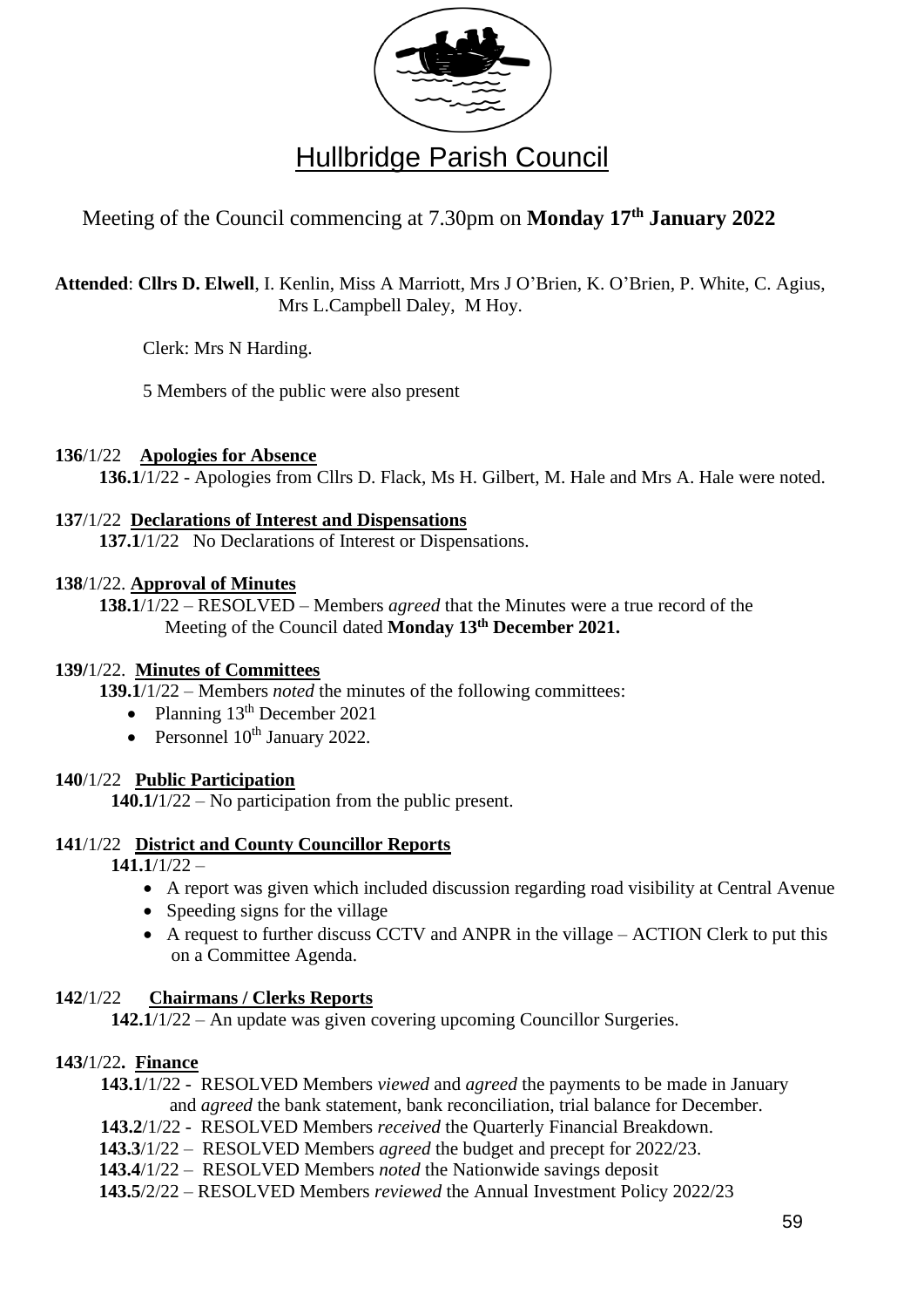# Hullbridge Parish Council

Meeting of the Council commencing at 7.30pm on **Monday 17th January 2022**

**Attended**: **Cllrs D. Elwell**, I. Kenlin, Miss A Marriott, Mrs J O'Brien, K. O'Brien, P. White, C. Agius, Mrs L.Campbell Daley, M Hoy.

Clerk: Mrs N Harding.

5 Members of the public were also present

**136**/1/22 **Apologies for Absence**

**136.1**/1/22 - Apologies from Cllrs D. Flack, Ms H. Gilbert, M. Hale and Mrs A. Hale were noted.

**137**/1/22 **Declarations of Interest and Dispensations**

**137.1**/1/22 No Declarations of Interest or Dispensations.

**138**/1/22. **Approval of Minutes**

**138.1**/1/22 – RESOLVED – Members *agreed* that the Minutes were a true record of the Meeting of the Council dated **Monday 13th December 2021.**

**139**/1/22. **Minutes of Committees**

**139.1**/1/22 – Members *noted* the minutes of the following committees:

- Planning 13th December 2021
- Personnel 10th January 2022.

**140**/1/22 **Public Participation**

**140.1**/1/22 – No participation from the public present.

**141**/1/22 **District and County Councillor Reports**

**141.1**/1/22 –

- A report was given which included discussion regarding road visibility at Central Avenue
- Speeding signs for the village
- A request to further discuss CCTV and ANPR in the village – ACTION Clerk to put this on a Committee Agenda.

**142**/1/22 **Chairmans / Clerks Reports**

**142.1**/1/22 – An update was given covering upcoming Councillor Surgeries.

**143**/1/22**. Finance**

**143.1**/1/22 - RESOLVED Members *viewed* and *agreed* the payments to be made in January and *agreed* the bank statement, bank reconciliation, trial balance for December.

**143.2**/1/22 - RESOLVED Members *received* the Quarterly Financial Breakdown.

**143.3**/1/22 – RESOLVED Members *agreed* the budget and precept for 2022/23.

**143.4**/1/22 – RESOLVED Members *noted* the Nationwide savings deposit

**143.5**/2/22 – RESOLVED Members *reviewed* the Annual Investment Policy 2022/23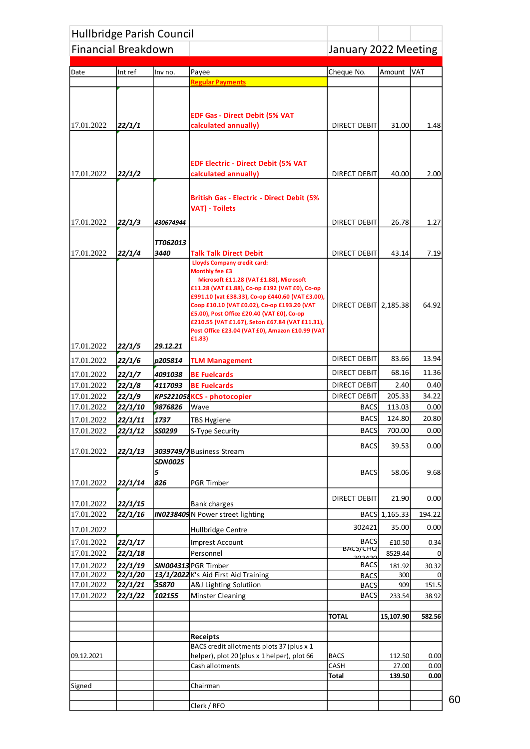# Hullbridge Parish Council

## Financial Breakdown — January 2022 Meeting

| Date | Int ref | Inv no. | Payee | Cheque No. | Amount | VAT |
|---|---|---|---|---|---|---|
| | | | **Regular Payments** | | | |
| 17.01.2022 | *22/1/1* | | **EDF Gas - Direct Debit (5% VAT calculated annually)** | DIRECT DEBIT | 31.00 | 1.48 |
| 17.01.2022 | *22/1/2* | | **EDF Electric - Direct Debit (5% VAT calculated annually)** | DIRECT DEBIT | 40.00 | 2.00 |
| 17.01.2022 | *22/1/3* | *430674944* | **British Gas - Electric - Direct Debit (5% VAT) - Toilets** | DIRECT DEBIT | 26.78 | 1.27 |
| 17.01.2022 | *22/1/4* | *TT062013 3440* | **Talk Talk Direct Debit** | DIRECT DEBIT | 43.14 | 7.19 |
| 17.01.2022 | *22/1/5* | *29.12.21* | **Lloyds Company credit card: Monthly fee £3 Microsoft £11.28 (VAT £1.88), Microsoft £11.28 (VAT £1.88), Co-op £192 (VAT £0), Co-op £991.10 (vat £38.33), Co-op £440.60 (VAT £3.00), Coop £10.10 (VAT £0.02), Co-op £193.20 (VAT £5.00), Post Office £20.40 (VAT £0), Co-op £210.55 (VAT £1.67), Seton £67.84 (VAT £11.31), Post Office £23.04 (VAT £0), Amazon £10.99 (VAT £1.83)** | DIRECT DEBIT | 2,185.38 | 64.92 |
| 17.01.2022 | *22/1/6* | *p205814* | **TLM Management** | DIRECT DEBIT | 83.66 | 13.94 |
| 17.01.2022 | *22/1/7* | *4091038* | **BE Fuelcards** | DIRECT DEBIT | 68.16 | 11.36 |
| 17.01.2022 | *22/1/8* | *4117093* | **BE Fuelcards** | DIRECT DEBIT | 2.40 | 0.40 |
| 17.01.2022 | *22/1/9* | *KPS221058* | **KCS - photocopier** | DIRECT DEBIT | 205.33 | 34.22 |
| 17.01.2022 | *22/1/10* | *9876826* | Wave | BACS | 113.03 | 0.00 |
| 17.01.2022 | *22/1/11* | *1737* | TBS Hygiene | BACS | 124.80 | 20.80 |
| 17.01.2022 | *22/1/12* | *SS0299* | S-Type Security | BACS | 700.00 | 0.00 |
| 17.01.2022 | *22/1/13* | *3039749/7* | Business Stream | BACS | 39.53 | 0.00 |
| 17.01.2022 | *22/1/14* | *SDN0025 5 826* | PGR Timber | BACS | 58.06 | 9.68 |
| 17.01.2022 | *22/1/15* | | Bank charges | DIRECT DEBIT | 21.90 | 0.00 |
| 17.01.2022 | *22/1/16* | *IN0238409* | N Power street lighting | BACS | 1,165.33 | 194.22 |
| 17.01.2022 | | | Hullbridge Centre | 302421 | 35.00 | 0.00 |
| 17.01.2022 | *22/1/17* | | Imprest Account | BACS | £10.50 | 0.34 |
| 17.01.2022 | *22/1/18* | | Personnel | BACS/CHQ 302420 | 8529.44 | 0 |
| 17.01.2022 | *22/1/19* | *SIN004313* | PGR Timber | BACS | 181.92 | 30.32 |
| 17.01.2022 | *22/1/20* | *13/1/2022* | K's Aid First Aid Training | BACS | 300 | 0 |
| 17.01.2022 | *22/1/21* | *35870* | A&J Lighting Solutiion | BACS | 909 | 151.5 |
| 17.01.2022 | *22/1/22* | *102155* | Minster Cleaning | BACS | 233.54 | 38.92 |
| | | | | | | |
| | | | | **TOTAL** | **15,107.90** | **582.56** |
| | | | | | | |
| | | | **Receipts** | | | |
| 09.12.2021 | | | BACS credit allotments plots 37 (plus x 1 helper), plot 20 (plus x 1 helper), plot 66 | BACS | 112.50 | 0.00 |
| | | | Cash allotments | CASH | 27.00 | 0.00 |
| | | | | **Total** | **139.50** | **0.00** |
| Signed | | | Chairman | | | |
| | | | | | | |
| | | | Clerk / RFO | | | |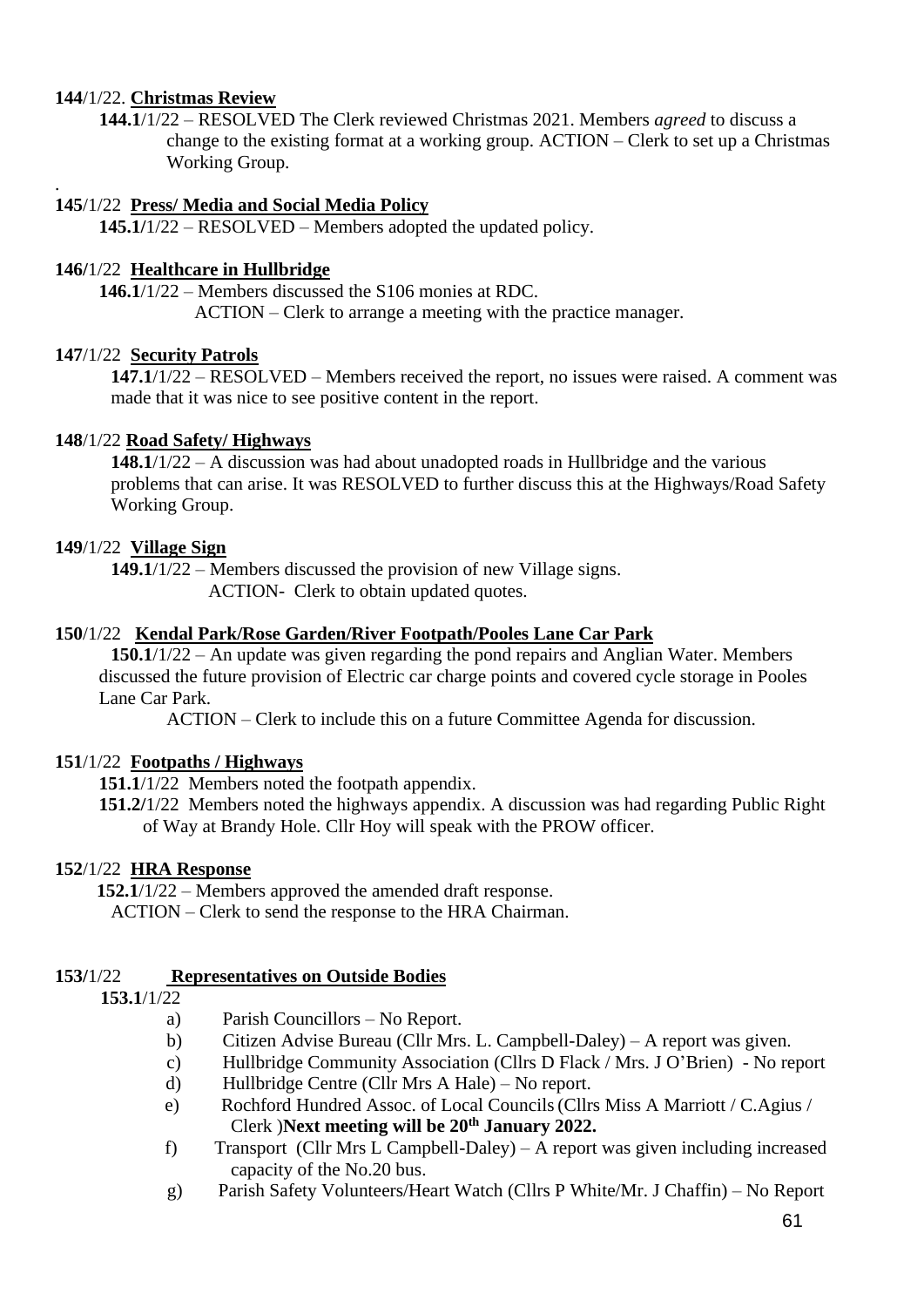**144**/1/22. **Christmas Review**

**144.1**/1/22 – RESOLVED The Clerk reviewed Christmas 2021. Members *agreed* to discuss a change to the existing format at a working group. ACTION – Clerk to set up a Christmas Working Group.

.

**145**/1/22 **Press/ Media and Social Media Policy**

**145.1/**1/22 – RESOLVED – Members adopted the updated policy.

**146/**1/22 **Healthcare in Hullbridge**

**146.1**/1/22 – Members discussed the S106 monies at RDC.
ACTION – Clerk to arrange a meeting with the practice manager.

**147**/1/22 **Security Patrols**

**147.1**/1/22 – RESOLVED – Members received the report, no issues were raised. A comment was made that it was nice to see positive content in the report.

**148**/1/22 **Road Safety/ Highways**

**148.1**/1/22 – A discussion was had about unadopted roads in Hullbridge and the various problems that can arise. It was RESOLVED to further discuss this at the Highways/Road Safety Working Group.

**149**/1/22 **Village Sign**

**149.1**/1/22 – Members discussed the provision of new Village signs.
ACTION- Clerk to obtain updated quotes.

**150**/1/22 **Kendal Park/Rose Garden/River Footpath/Pooles Lane Car Park**

**150.1**/1/22 – An update was given regarding the pond repairs and Anglian Water. Members discussed the future provision of Electric car charge points and covered cycle storage in Pooles Lane Car Park.
ACTION – Clerk to include this on a future Committee Agenda for discussion.

**151**/1/22 **Footpaths / Highways**

**151.1**/1/22 Members noted the footpath appendix.

**151.2/**1/22 Members noted the highways appendix. A discussion was had regarding Public Right of Way at Brandy Hole. Cllr Hoy will speak with the PROW officer.

**152**/1/22 **HRA Response**

**152.1**/1/22 – Members approved the amended draft response.
ACTION – Clerk to send the response to the HRA Chairman.

**153/**1/22 **Representatives on Outside Bodies**

**153.1/**1/22

a) Parish Councillors – No Report.
b) Citizen Advise Bureau (Cllr Mrs. L. Campbell-Daley) – A report was given.
c) Hullbridge Community Association (Cllrs D Flack / Mrs. J O'Brien) - No report
d) Hullbridge Centre (Cllr Mrs A Hale) – No report.
e) Rochford Hundred Assoc. of Local Councils (Cllrs Miss A Marriott / C.Agius / Clerk )**Next meeting will be 20th January 2022.**
f) Transport (Cllr Mrs L Campbell-Daley) – A report was given including increased capacity of the No.20 bus.
g) Parish Safety Volunteers/Heart Watch (Cllrs P White/Mr. J Chaffin) – No Report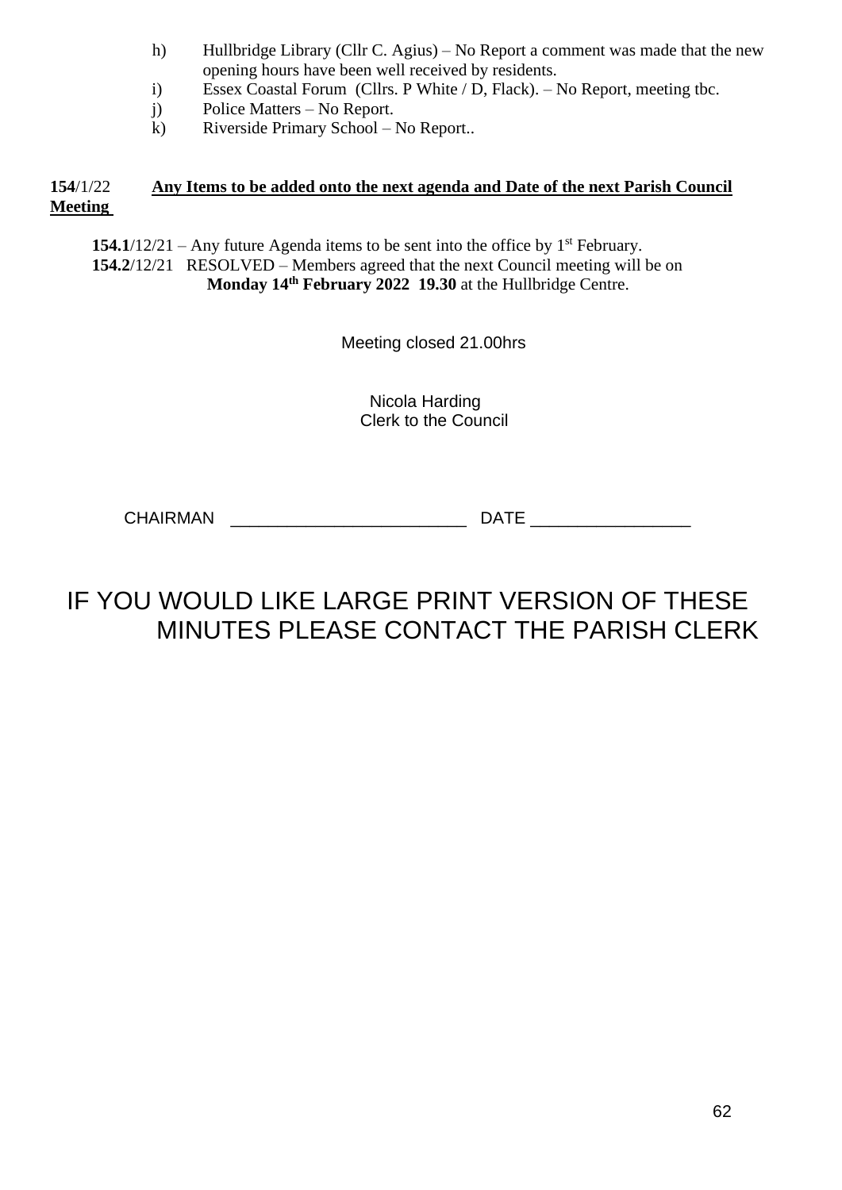h) Hullbridge Library (Cllr C. Agius) – No Report a comment was made that the new opening hours have been well received by residents.
i) Essex Coastal Forum (Cllrs. P White / D, Flack). – No Report, meeting tbc.
j) Police Matters – No Report.
k) Riverside Primary School – No Report..

**154**/1/22 **Any Items to be added onto the next agenda and Date of the next Parish Council Meeting**

**154.1**/12/21 – Any future Agenda items to be sent into the office by 1st February.
**154.2**/12/21 RESOLVED – Members agreed that the next Council meeting will be on **Monday 14th February 2022 19.30** at the Hullbridge Centre.

Meeting closed 21.00hrs

Nicola Harding
Clerk to the Council

CHAIRMAN ________________________ DATE ________________

IF YOU WOULD LIKE LARGE PRINT VERSION OF THESE MINUTES PLEASE CONTACT THE PARISH CLERK